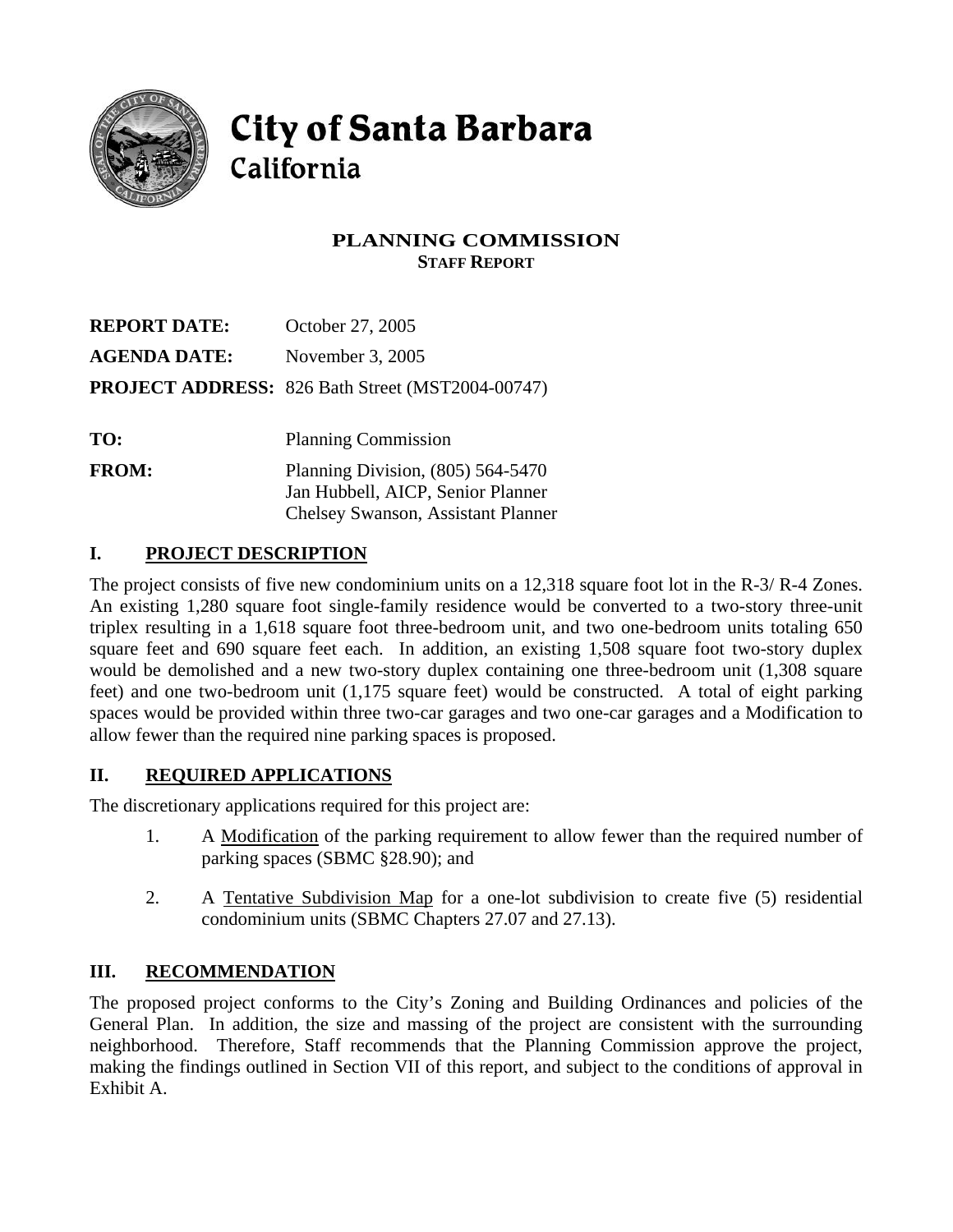# City of Santa Barbara
## California

### PLANNING COMMISSION
**STAFF REPORT**

| | |
|---|---|
| **REPORT DATE:** | October 27, 2005 |
| **AGENDA DATE:** | November 3, 2005 |
| **PROJECT ADDRESS:** | 826 Bath Street (MST2004-00747) |
| **TO:** | Planning Commission |
| **FROM:** | Planning Division, (805) 564-5470<br>Jan Hubbell, AICP, Senior Planner<br>Chelsey Swanson, Assistant Planner |

## I. PROJECT DESCRIPTION

The project consists of five new condominium units on a 12,318 square foot lot in the R-3/ R-4 Zones. An existing 1,280 square foot single-family residence would be converted to a two-story three-unit triplex resulting in a 1,618 square foot three-bedroom unit, and two one-bedroom units totaling 650 square feet and 690 square feet each. In addition, an existing 1,508 square foot two-story duplex would be demolished and a new two-story duplex containing one three-bedroom unit (1,308 square feet) and one two-bedroom unit (1,175 square feet) would be constructed. A total of eight parking spaces would be provided within three two-car garages and two one-car garages and a Modification to allow fewer than the required nine parking spaces is proposed.

## II. REQUIRED APPLICATIONS

The discretionary applications required for this project are:

1. A Modification of the parking requirement to allow fewer than the required number of parking spaces (SBMC §28.90); and

2. A Tentative Subdivision Map for a one-lot subdivision to create five (5) residential condominium units (SBMC Chapters 27.07 and 27.13).

## III. RECOMMENDATION

The proposed project conforms to the City's Zoning and Building Ordinances and policies of the General Plan. In addition, the size and massing of the project are consistent with the surrounding neighborhood. Therefore, Staff recommends that the Planning Commission approve the project, making the findings outlined in Section VII of this report, and subject to the conditions of approval in Exhibit A.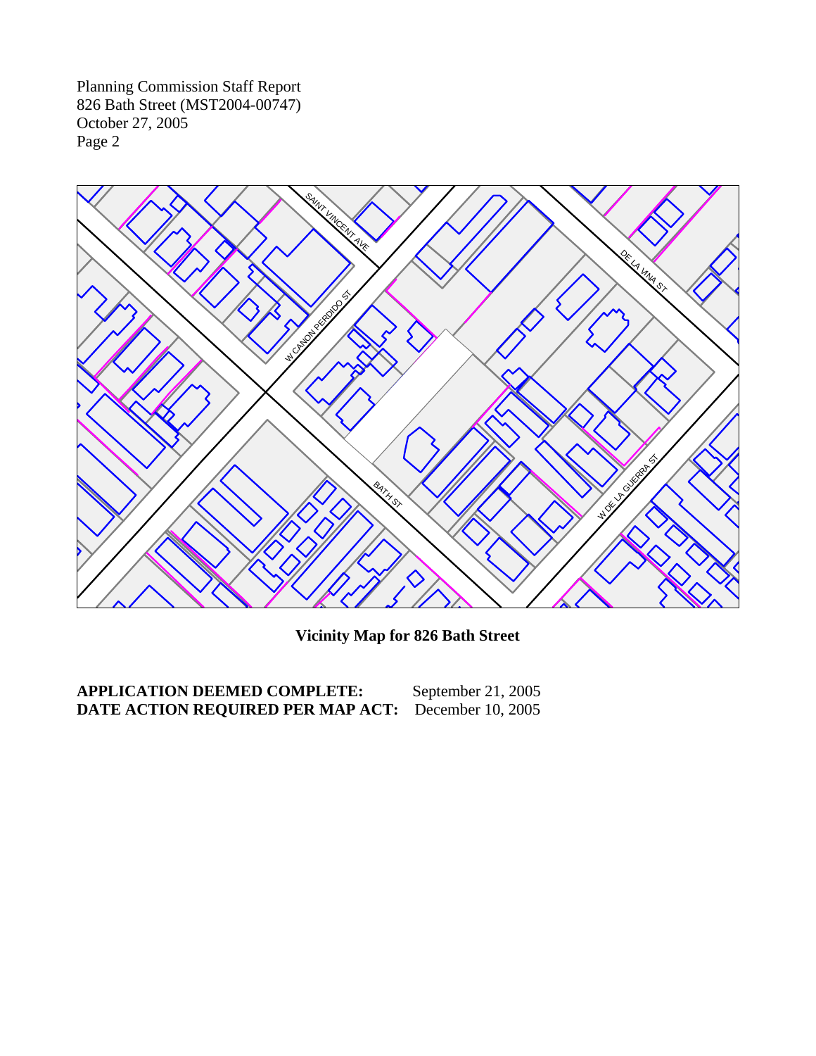**Vicinity Map for 826 Bath Street**

**APPLICATION DEEMED COMPLETE:** September 21, 2005
**DATE ACTION REQUIRED PER MAP ACT:** December 10, 2005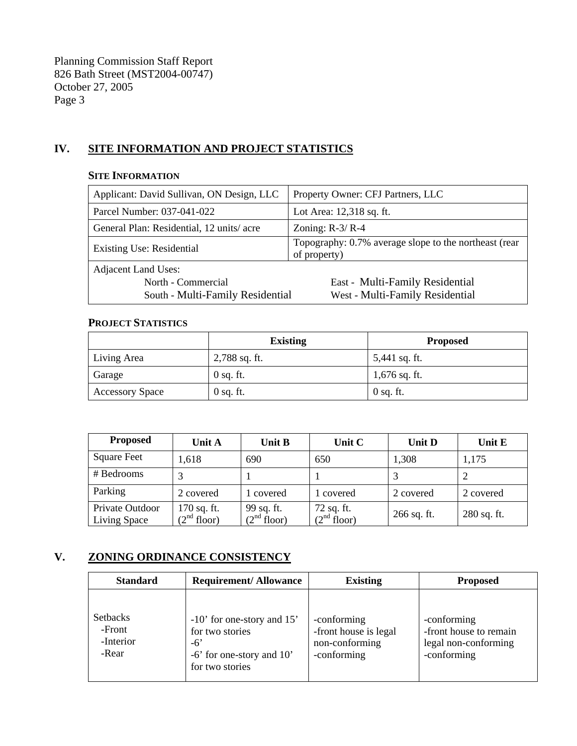## IV. SITE INFORMATION AND PROJECT STATISTICS

### SITE INFORMATION

| Applicant: David Sullivan, ON Design, LLC | Property Owner: CFJ Partners, LLC |
|---|---|
| Parcel Number: 037-041-022 | Lot Area: 12,318 sq. ft. |
| General Plan: Residential, 12 units/ acre | Zoning: R-3/ R-4 |
| Existing Use: Residential | Topography: 0.7% average slope to the northeast (rear of property) |
| Adjacent Land Uses: North - Commercial; South - Multi-Family Residential | East - Multi-Family Residential; West - Multi-Family Residential |

### PROJECT STATISTICS

| | Existing | Proposed |
|---|---|---|
| Living Area | 2,788 sq. ft. | 5,441 sq. ft. |
| Garage | 0 sq. ft. | 1,676 sq. ft. |
| Accessory Space | 0 sq. ft. | 0 sq. ft. |

| Proposed | Unit A | Unit B | Unit C | Unit D | Unit E |
|---|---|---|---|---|---|
| Square Feet | 1,618 | 690 | 650 | 1,308 | 1,175 |
| # Bedrooms | 3 | 1 | 1 | 3 | 2 |
| Parking | 2 covered | 1 covered | 1 covered | 2 covered | 2 covered |
| Private Outdoor Living Space | 170 sq. ft. (2nd floor) | 99 sq. ft. (2nd floor) | 72 sq. ft. (2nd floor) | 266 sq. ft. | 280 sq. ft. |

## V. ZONING ORDINANCE CONSISTENCY

| Standard | Requirement/ Allowance | Existing | Proposed |
|---|---|---|---|
| Setbacks<br>-Front<br>-Interior<br>-Rear | -10' for one-story and 15' for two stories<br>-6'<br>-6' for one-story and 10' for two stories | -conforming<br>-front house is legal non-conforming<br>-conforming | -conforming<br>-front house to remain legal non-conforming<br>-conforming |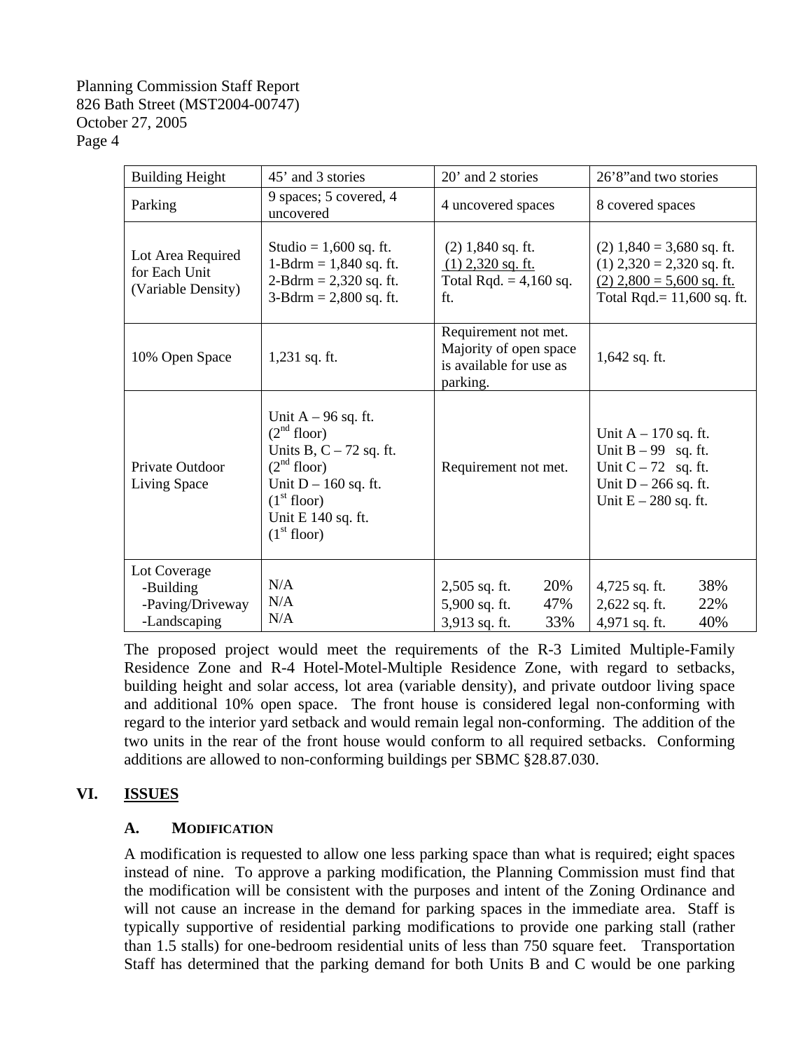| Building Height | 45' and 3 stories | 20' and 2 stories | 26'8"and two stories |
|---|---|---|---|
| Parking | 9 spaces; 5 covered, 4 uncovered | 4 uncovered spaces | 8 covered spaces |
| Lot Area Required for Each Unit (Variable Density) | Studio = 1,600 sq. ft.<br>1-Bdrm = 1,840 sq. ft.<br>2-Bdrm = 2,320 sq. ft.<br>3-Bdrm = 2,800 sq. ft. | (2) 1,840 sq. ft.<br>(1) 2,320 sq. ft.<br>Total Rqd. = 4,160 sq. ft. | (2) 1,840 = 3,680 sq. ft.<br>(1) 2,320 = 2,320 sq. ft.<br>(2) 2,800 = 5,600 sq. ft.<br>Total Rqd.= 11,600 sq. ft. |
| 10% Open Space | 1,231 sq. ft. | Requirement not met. Majority of open space is available for use as parking. | 1,642 sq. ft. |
| Private Outdoor Living Space | Unit A – 96 sq. ft. (2nd floor)<br>Units B, C – 72 sq. ft. (2nd floor)<br>Unit D – 160 sq. ft. (1st floor)<br>Unit E 140 sq. ft. (1st floor) | Requirement not met. | Unit A – 170 sq. ft.<br>Unit B – 99 sq. ft.<br>Unit C – 72 sq. ft.<br>Unit D – 266 sq. ft.<br>Unit E – 280 sq. ft. |
| Lot Coverage<br>-Building<br>-Paving/Driveway<br>-Landscaping | <br>N/A<br>N/A<br>N/A | <br>2,505 sq. ft. 20%<br>5,900 sq. ft. 47%<br>3,913 sq. ft. 33% | <br>4,725 sq. ft. 38%<br>2,622 sq. ft. 22%<br>4,971 sq. ft. 40% |

The proposed project would meet the requirements of the R-3 Limited Multiple-Family Residence Zone and R-4 Hotel-Motel-Multiple Residence Zone, with regard to setbacks, building height and solar access, lot area (variable density), and private outdoor living space and additional 10% open space. The front house is considered legal non-conforming with regard to the interior yard setback and would remain legal non-conforming. The addition of the two units in the rear of the front house would conform to all required setbacks. Conforming additions are allowed to non-conforming buildings per SBMC §28.87.030.

## VI. ISSUES

### A. MODIFICATION

A modification is requested to allow one less parking space than what is required; eight spaces instead of nine. To approve a parking modification, the Planning Commission must find that the modification will be consistent with the purposes and intent of the Zoning Ordinance and will not cause an increase in the demand for parking spaces in the immediate area. Staff is typically supportive of residential parking modifications to provide one parking stall (rather than 1.5 stalls) for one-bedroom residential units of less than 750 square feet. Transportation Staff has determined that the parking demand for both Units B and C would be one parking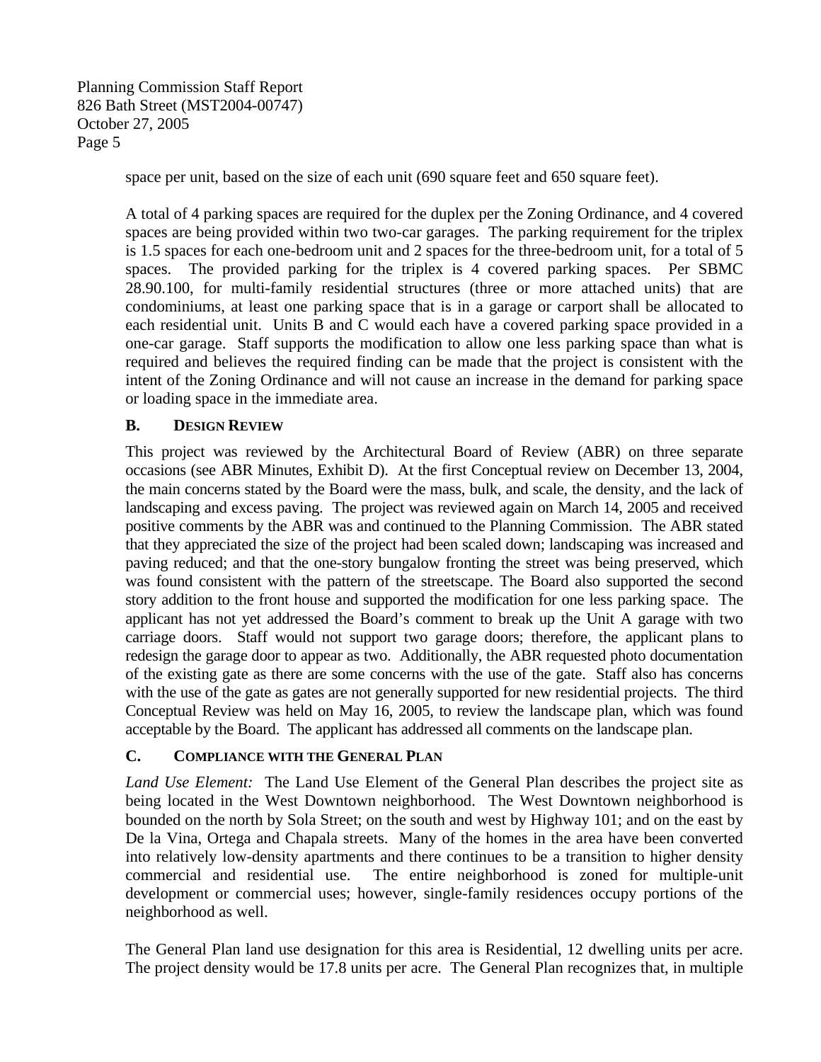space per unit, based on the size of each unit (690 square feet and 650 square feet).

A total of 4 parking spaces are required for the duplex per the Zoning Ordinance, and 4 covered spaces are being provided within two two-car garages. The parking requirement for the triplex is 1.5 spaces for each one-bedroom unit and 2 spaces for the three-bedroom unit, for a total of 5 spaces. The provided parking for the triplex is 4 covered parking spaces. Per SBMC 28.90.100, for multi-family residential structures (three or more attached units) that are condominiums, at least one parking space that is in a garage or carport shall be allocated to each residential unit. Units B and C would each have a covered parking space provided in a one-car garage. Staff supports the modification to allow one less parking space than what is required and believes the required finding can be made that the project is consistent with the intent of the Zoning Ordinance and will not cause an increase in the demand for parking space or loading space in the immediate area.

### B. DESIGN REVIEW

This project was reviewed by the Architectural Board of Review (ABR) on three separate occasions (see ABR Minutes, Exhibit D). At the first Conceptual review on December 13, 2004, the main concerns stated by the Board were the mass, bulk, and scale, the density, and the lack of landscaping and excess paving. The project was reviewed again on March 14, 2005 and received positive comments by the ABR was and continued to the Planning Commission. The ABR stated that they appreciated the size of the project had been scaled down; landscaping was increased and paving reduced; and that the one-story bungalow fronting the street was being preserved, which was found consistent with the pattern of the streetscape. The Board also supported the second story addition to the front house and supported the modification for one less parking space. The applicant has not yet addressed the Board's comment to break up the Unit A garage with two carriage doors. Staff would not support two garage doors; therefore, the applicant plans to redesign the garage door to appear as two. Additionally, the ABR requested photo documentation of the existing gate as there are some concerns with the use of the gate. Staff also has concerns with the use of the gate as gates are not generally supported for new residential projects. The third Conceptual Review was held on May 16, 2005, to review the landscape plan, which was found acceptable by the Board. The applicant has addressed all comments on the landscape plan.

### C. COMPLIANCE WITH THE GENERAL PLAN

*Land Use Element:* The Land Use Element of the General Plan describes the project site as being located in the West Downtown neighborhood. The West Downtown neighborhood is bounded on the north by Sola Street; on the south and west by Highway 101; and on the east by De la Vina, Ortega and Chapala streets. Many of the homes in the area have been converted into relatively low-density apartments and there continues to be a transition to higher density commercial and residential use. The entire neighborhood is zoned for multiple-unit development or commercial uses; however, single-family residences occupy portions of the neighborhood as well.

The General Plan land use designation for this area is Residential, 12 dwelling units per acre. The project density would be 17.8 units per acre. The General Plan recognizes that, in multiple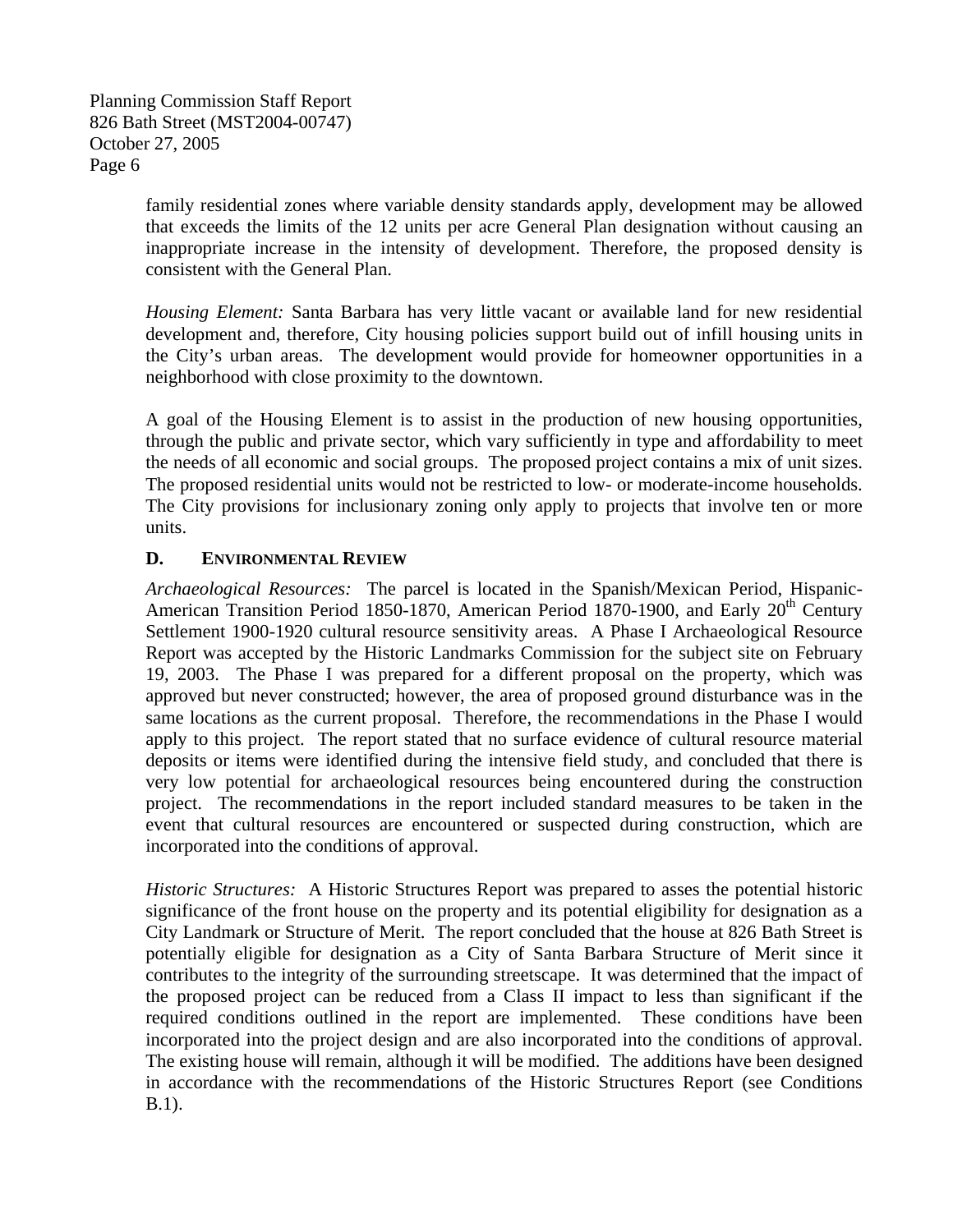family residential zones where variable density standards apply, development may be allowed that exceeds the limits of the 12 units per acre General Plan designation without causing an inappropriate increase in the intensity of development. Therefore, the proposed density is consistent with the General Plan.

*Housing Element:* Santa Barbara has very little vacant or available land for new residential development and, therefore, City housing policies support build out of infill housing units in the City's urban areas. The development would provide for homeowner opportunities in a neighborhood with close proximity to the downtown.

A goal of the Housing Element is to assist in the production of new housing opportunities, through the public and private sector, which vary sufficiently in type and affordability to meet the needs of all economic and social groups. The proposed project contains a mix of unit sizes. The proposed residential units would not be restricted to low- or moderate-income households. The City provisions for inclusionary zoning only apply to projects that involve ten or more units.

### D. ENVIRONMENTAL REVIEW

*Archaeological Resources:* The parcel is located in the Spanish/Mexican Period, Hispanic-American Transition Period 1850-1870, American Period 1870-1900, and Early 20th Century Settlement 1900-1920 cultural resource sensitivity areas. A Phase I Archaeological Resource Report was accepted by the Historic Landmarks Commission for the subject site on February 19, 2003. The Phase I was prepared for a different proposal on the property, which was approved but never constructed; however, the area of proposed ground disturbance was in the same locations as the current proposal. Therefore, the recommendations in the Phase I would apply to this project. The report stated that no surface evidence of cultural resource material deposits or items were identified during the intensive field study, and concluded that there is very low potential for archaeological resources being encountered during the construction project. The recommendations in the report included standard measures to be taken in the event that cultural resources are encountered or suspected during construction, which are incorporated into the conditions of approval.

*Historic Structures:* A Historic Structures Report was prepared to asses the potential historic significance of the front house on the property and its potential eligibility for designation as a City Landmark or Structure of Merit. The report concluded that the house at 826 Bath Street is potentially eligible for designation as a City of Santa Barbara Structure of Merit since it contributes to the integrity of the surrounding streetscape. It was determined that the impact of the proposed project can be reduced from a Class II impact to less than significant if the required conditions outlined in the report are implemented. These conditions have been incorporated into the project design and are also incorporated into the conditions of approval. The existing house will remain, although it will be modified. The additions have been designed in accordance with the recommendations of the Historic Structures Report (see Conditions B.1).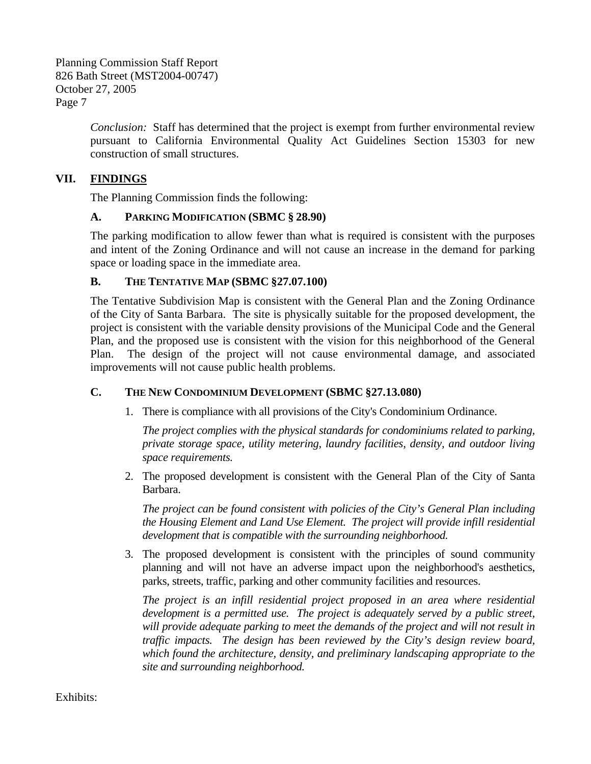*Conclusion:* Staff has determined that the project is exempt from further environmental review pursuant to California Environmental Quality Act Guidelines Section 15303 for new construction of small structures.

## VII. FINDINGS

The Planning Commission finds the following:

### A. PARKING MODIFICATION (SBMC § 28.90)

The parking modification to allow fewer than what is required is consistent with the purposes and intent of the Zoning Ordinance and will not cause an increase in the demand for parking space or loading space in the immediate area.

### B. THE TENTATIVE MAP (SBMC §27.07.100)

The Tentative Subdivision Map is consistent with the General Plan and the Zoning Ordinance of the City of Santa Barbara. The site is physically suitable for the proposed development, the project is consistent with the variable density provisions of the Municipal Code and the General Plan, and the proposed use is consistent with the vision for this neighborhood of the General Plan. The design of the project will not cause environmental damage, and associated improvements will not cause public health problems.

### C. THE NEW CONDOMINIUM DEVELOPMENT (SBMC §27.13.080)

1. There is compliance with all provisions of the City's Condominium Ordinance.

   *The project complies with the physical standards for condominiums related to parking, private storage space, utility metering, laundry facilities, density, and outdoor living space requirements.*

2. The proposed development is consistent with the General Plan of the City of Santa Barbara.

   *The project can be found consistent with policies of the City's General Plan including the Housing Element and Land Use Element. The project will provide infill residential development that is compatible with the surrounding neighborhood.*

3. The proposed development is consistent with the principles of sound community planning and will not have an adverse impact upon the neighborhood's aesthetics, parks, streets, traffic, parking and other community facilities and resources.

   *The project is an infill residential project proposed in an area where residential development is a permitted use. The project is adequately served by a public street, will provide adequate parking to meet the demands of the project and will not result in traffic impacts. The design has been reviewed by the City's design review board, which found the architecture, density, and preliminary landscaping appropriate to the site and surrounding neighborhood.*

Exhibits: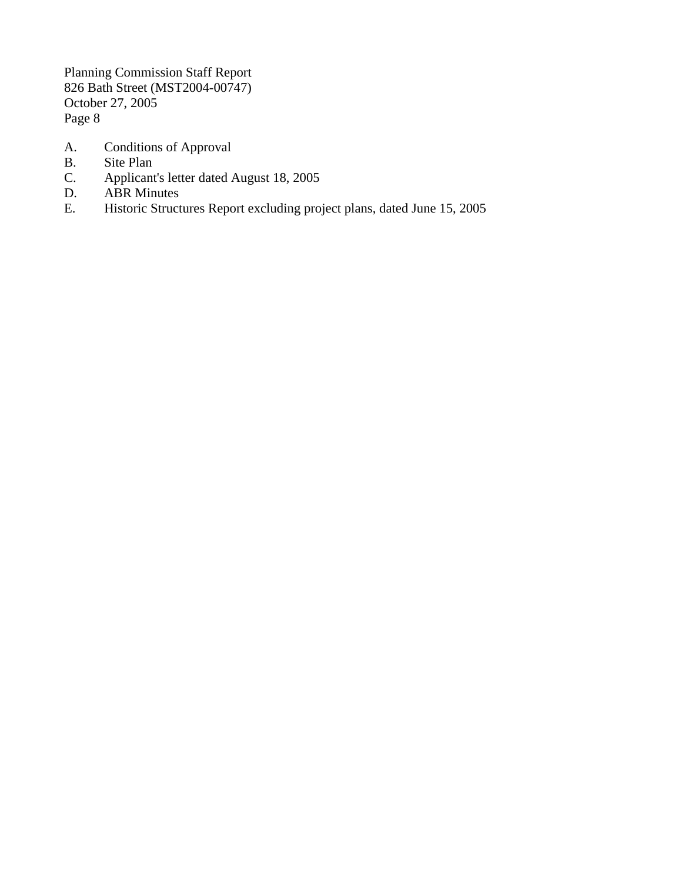A. Conditions of Approval
B. Site Plan
C. Applicant's letter dated August 18, 2005
D. ABR Minutes
E. Historic Structures Report excluding project plans, dated June 15, 2005